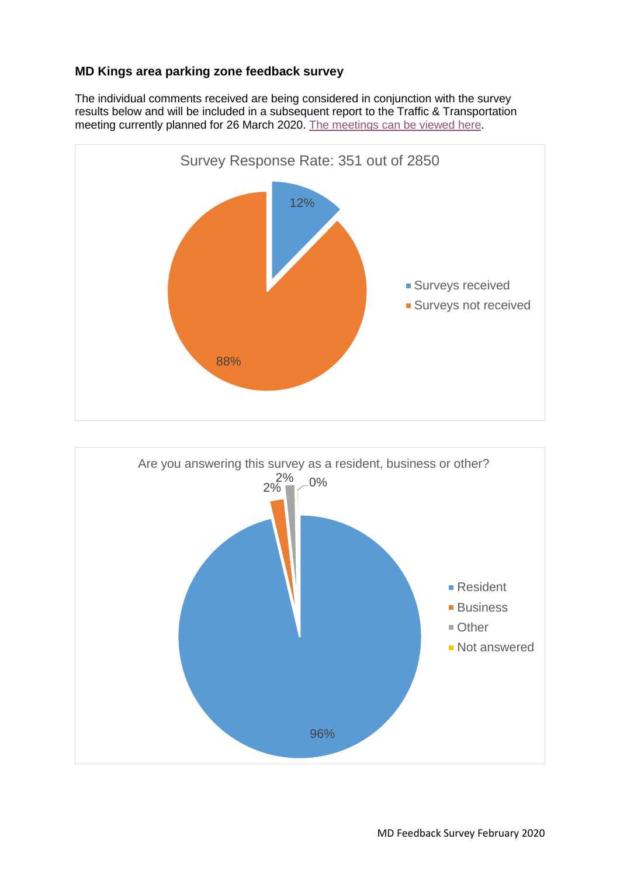**MD Kings area parking zone feedback survey**

The individual comments received are being considered in conjunction with the survey results below and will be included in a subsequent report to the Traffic & Transportation meeting currently planned for 26 March 2020. [The meetings can be viewed here](#).

Survey Response Rate: 351 out of 2850

| Category | Percentage |
|---|---|
| Surveys received | 12% |
| Surveys not received | 88% |

Are you answering this survey as a resident, business or other?

| Category | Percentage |
|---|---|
| Resident | 96% |
| Business | 2% |
| Other | 2% |
| Not answered | 0% |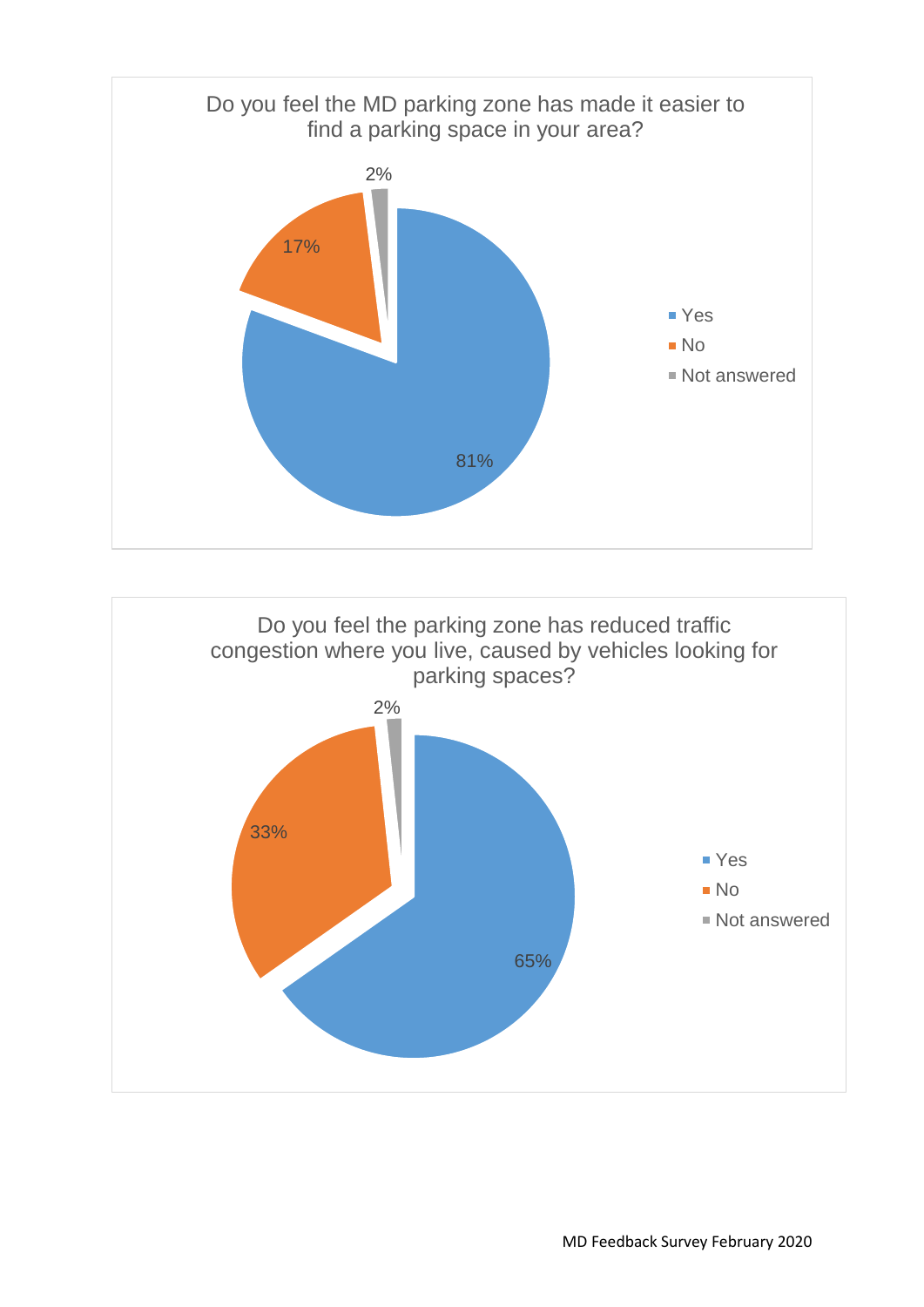**Do you feel the MD parking zone has made it easier to find a parking space in your area?**

| Response | Percentage |
|---|---|
| Yes | 81% |
| No | 17% |
| Not answered | 2% |

**Do you feel the parking zone has reduced traffic congestion where you live, caused by vehicles looking for parking spaces?**

| Response | Percentage |
|---|---|
| Yes | 65% |
| No | 33% |
| Not answered | 2% |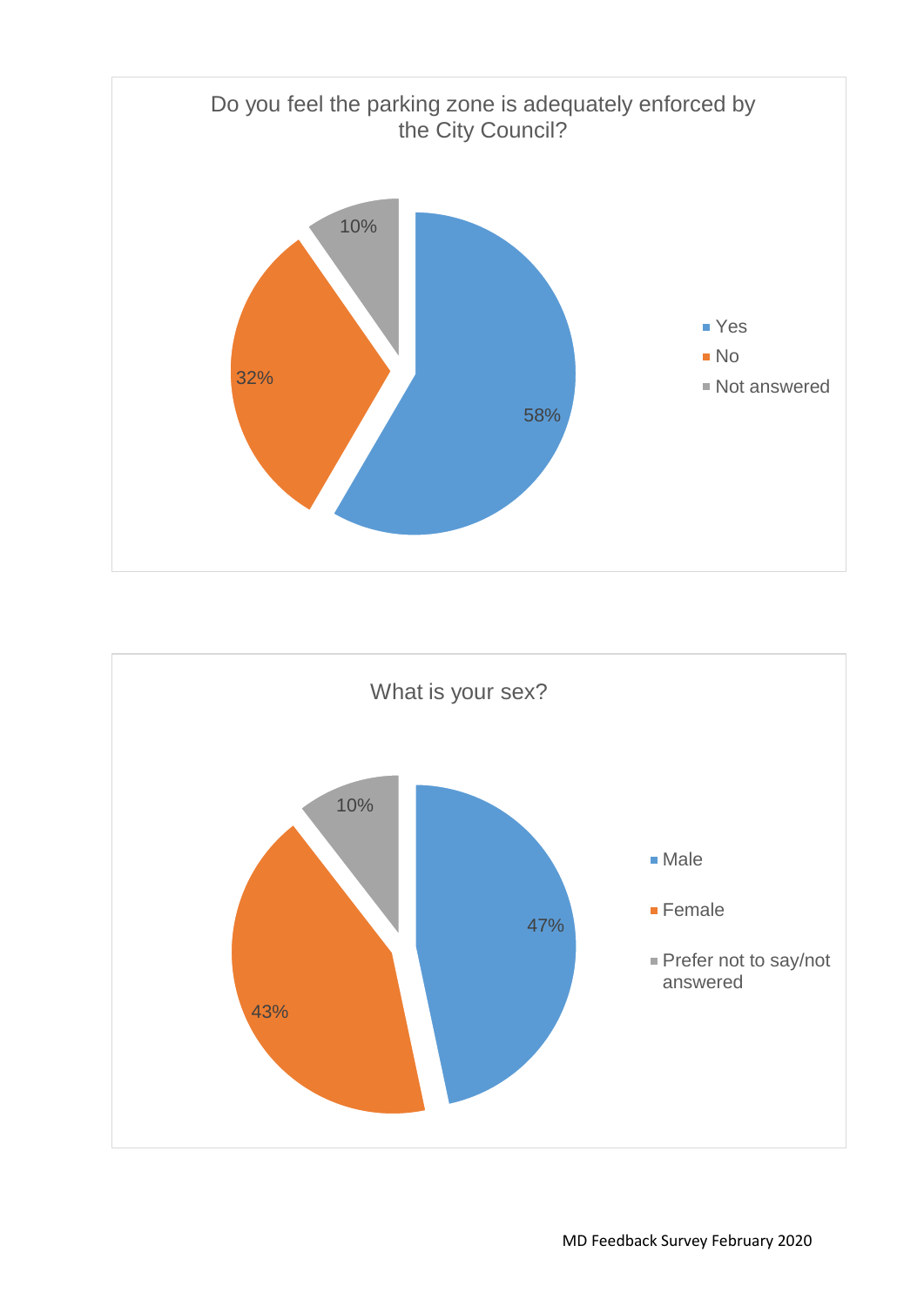**Do you feel the parking zone is adequately enforced by the City Council?**

| Response | Percentage |
| --- | --- |
| Yes | 58% |
| No | 32% |
| Not answered | 10% |

**What is your sex?**

| Response | Percentage |
| --- | --- |
| Male | 47% |
| Female | 43% |
| Prefer not to say/not answered | 10% |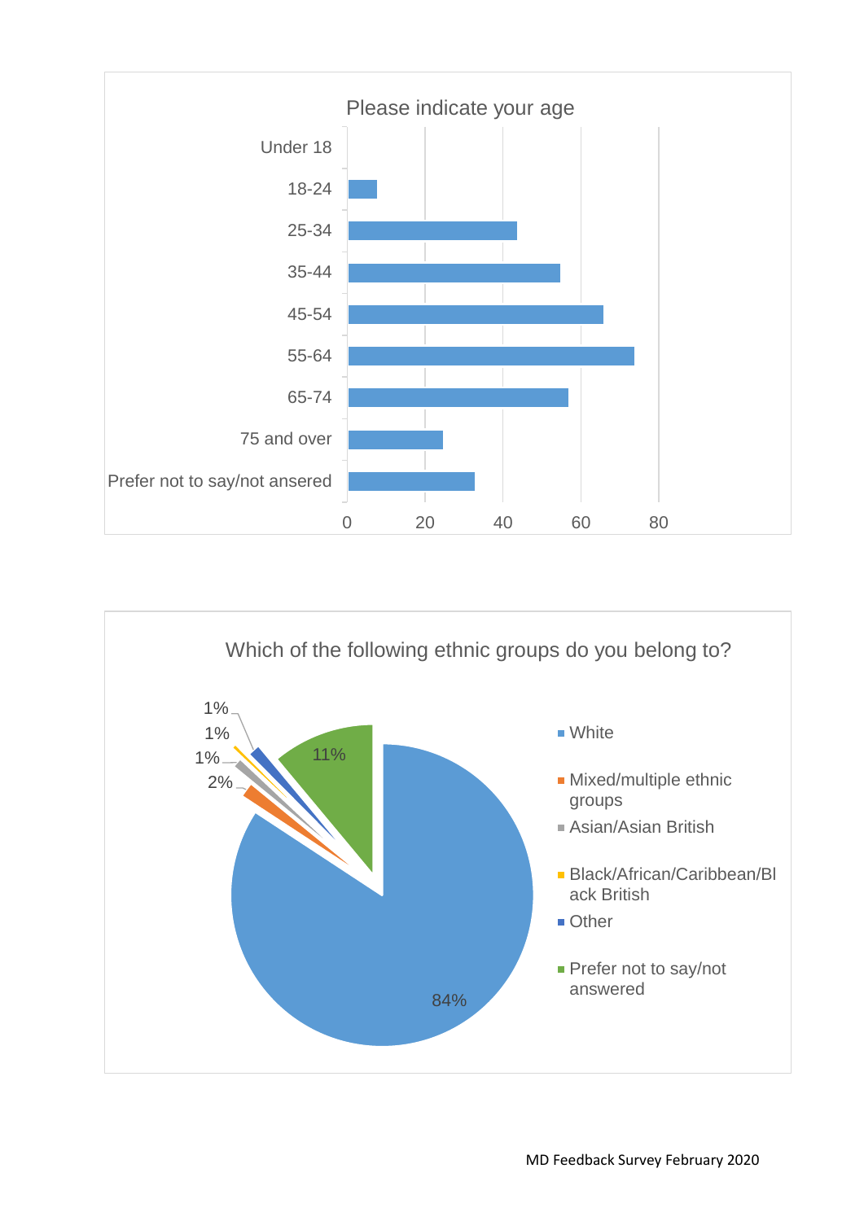**Please indicate your age**

| Age | Responses (approx.) |
|---|---|
| Under 18 | 0 |
| 18-24 | 7 |
| 25-34 | 43 |
| 35-44 | 54 |
| 45-54 | 65 |
| 55-64 | 73 |
| 65-74 | 56 |
| 75 and over | 24 |
| Prefer not to say/not ansered | 32 |

**Which of the following ethnic groups do you belong to?**

| Ethnic group | % |
|---|---|
| White | 84% |
| Mixed/multiple ethnic groups | 2% |
| Asian/Asian British | 1% |
| Black/African/Caribbean/Black British | 1% |
| Other | 1% |
| Prefer not to say/not answered | 11% |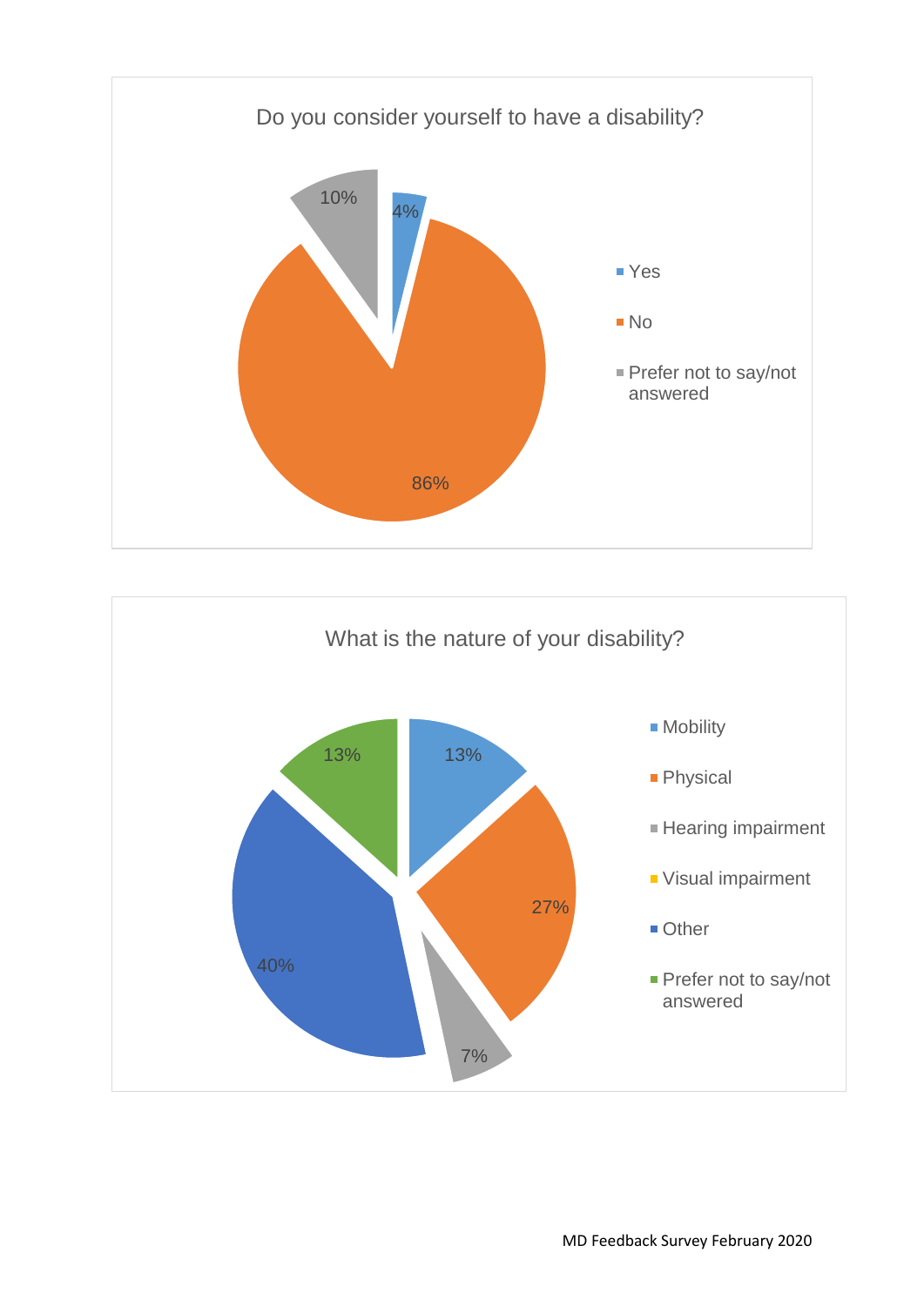Do you consider yourself to have a disability?

| Response | Percentage |
| --- | --- |
| Yes | 4% |
| No | 86% |
| Prefer not to say/not answered | 10% |

What is the nature of your disability?

| Response | Percentage |
| --- | --- |
| Mobility | 13% |
| Physical | 27% |
| Hearing impairment | 7% |
| Visual impairment | |
| Other | 40% |
| Prefer not to say/not answered | 13% |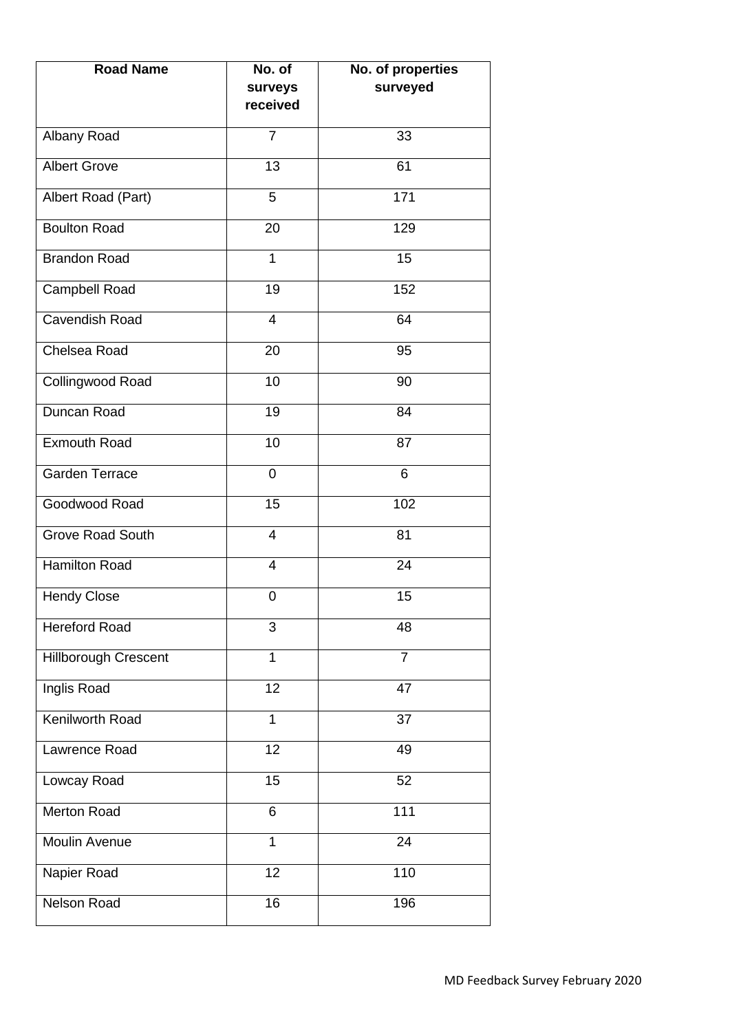| Road Name | No. of surveys received | No. of properties surveyed |
|---|---|---|
| Albany Road | 7 | 33 |
| Albert Grove | 13 | 61 |
| Albert Road (Part) | 5 | 171 |
| Boulton Road | 20 | 129 |
| Brandon Road | 1 | 15 |
| Campbell Road | 19 | 152 |
| Cavendish Road | 4 | 64 |
| Chelsea Road | 20 | 95 |
| Collingwood Road | 10 | 90 |
| Duncan Road | 19 | 84 |
| Exmouth Road | 10 | 87 |
| Garden Terrace | 0 | 6 |
| Goodwood Road | 15 | 102 |
| Grove Road South | 4 | 81 |
| Hamilton Road | 4 | 24 |
| Hendy Close | 0 | 15 |
| Hereford Road | 3 | 48 |
| Hillborough Crescent | 1 | 7 |
| Inglis Road | 12 | 47 |
| Kenilworth Road | 1 | 37 |
| Lawrence Road | 12 | 49 |
| Lowcay Road | 15 | 52 |
| Merton Road | 6 | 111 |
| Moulin Avenue | 1 | 24 |
| Napier Road | 12 | 110 |
| Nelson Road | 16 | 196 |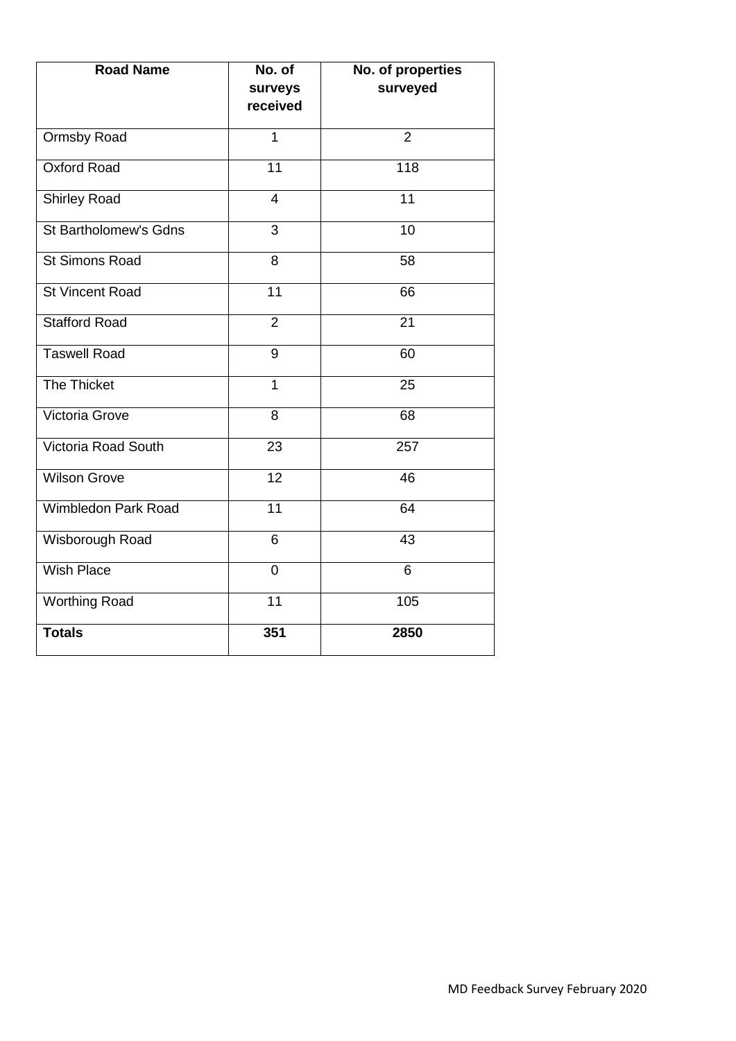| **Road Name** | **No. of surveys received** | **No. of properties surveyed** |
|---|---|---|
| Ormsby Road | 1 | 2 |
| Oxford Road | 11 | 118 |
| Shirley Road | 4 | 11 |
| St Bartholomew's Gdns | 3 | 10 |
| St Simons Road | 8 | 58 |
| St Vincent Road | 11 | 66 |
| Stafford Road | 2 | 21 |
| Taswell Road | 9 | 60 |
| The Thicket | 1 | 25 |
| Victoria Grove | 8 | 68 |
| Victoria Road South | 23 | 257 |
| Wilson Grove | 12 | 46 |
| Wimbledon Park Road | 11 | 64 |
| Wisborough Road | 6 | 43 |
| Wish Place | 0 | 6 |
| Worthing Road | 11 | 105 |
| **Totals** | **351** | **2850** |